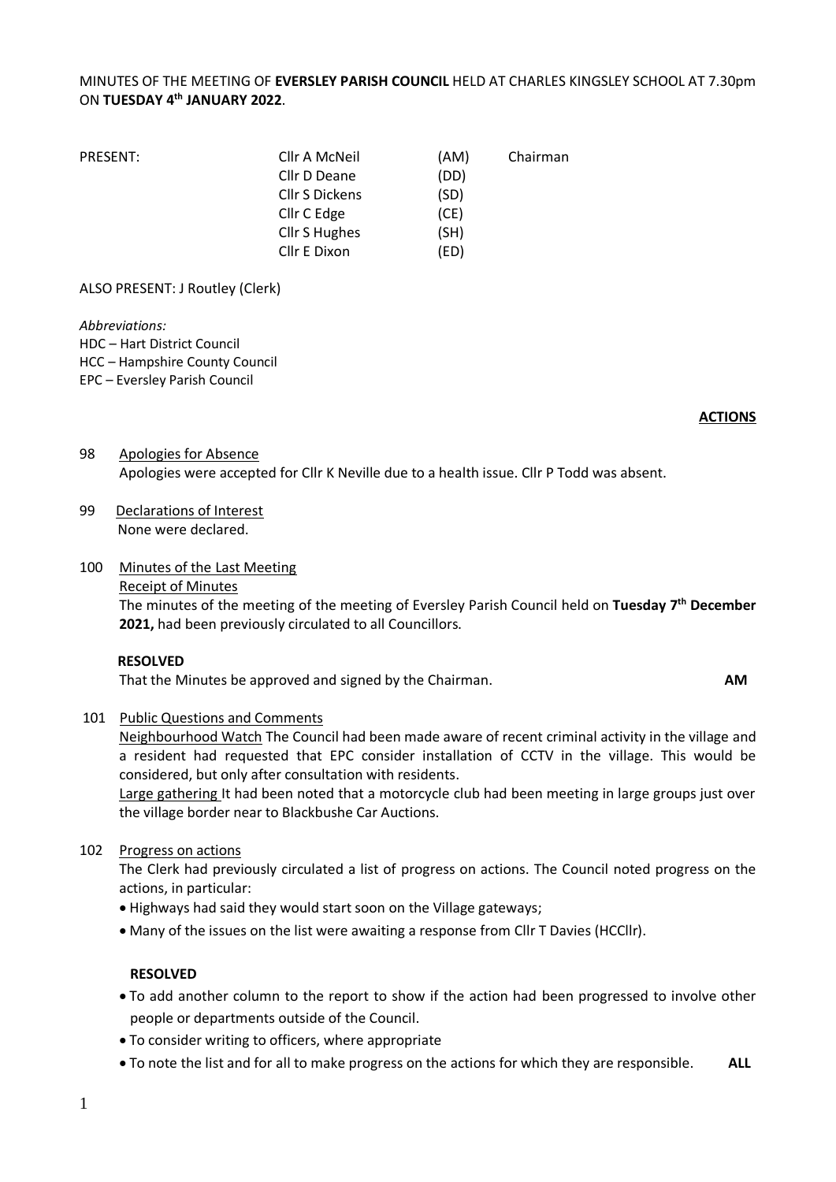MINUTES OF THE MEETING OF **EVERSLEY PARISH COUNCIL** HELD AT CHARLES KINGSLEY SCHOOL AT 7.30pm ON **TUESDAY 4th JANUARY 2022**.

| PRESENT: | Cllr A McNeil | (AM) | Chairman |
|---|---|---|---|
| | Cllr D Deane | (DD) | |
| | Cllr S Dickens | (SD) | |
| | Cllr C Edge | (CE) | |
| | Cllr S Hughes | (SH) | |
| | Cllr E Dixon | (ED) | |

ALSO PRESENT: J Routley (Clerk)

*Abbreviations:*
HDC – Hart District Council
HCC – Hampshire County Council
EPC – Eversley Parish Council

**ACTIONS**

98 Apologies for Absence

Apologies were accepted for Cllr K Neville due to a health issue. Cllr P Todd was absent.

99 Declarations of Interest

None were declared.

100 Minutes of the Last Meeting

Receipt of Minutes

The minutes of the meeting of the meeting of Eversley Parish Council held on **Tuesday 7th December 2021,** had been previously circulated to all Councillors.

**RESOLVED**

That the Minutes be approved and signed by the Chairman. **AM**

101 Public Questions and Comments

Neighbourhood Watch The Council had been made aware of recent criminal activity in the village and a resident had requested that EPC consider installation of CCTV in the village. This would be considered, but only after consultation with residents.

Large gathering It had been noted that a motorcycle club had been meeting in large groups just over the village border near to Blackbushe Car Auctions.

102 Progress on actions

The Clerk had previously circulated a list of progress on actions. The Council noted progress on the actions, in particular:

- Highways had said they would start soon on the Village gateways;
- Many of the issues on the list were awaiting a response from Cllr T Davies (HCCllr).

**RESOLVED**

- To add another column to the report to show if the action had been progressed to involve other people or departments outside of the Council.
- To consider writing to officers, where appropriate
- To note the list and for all to make progress on the actions for which they are responsible. **ALL**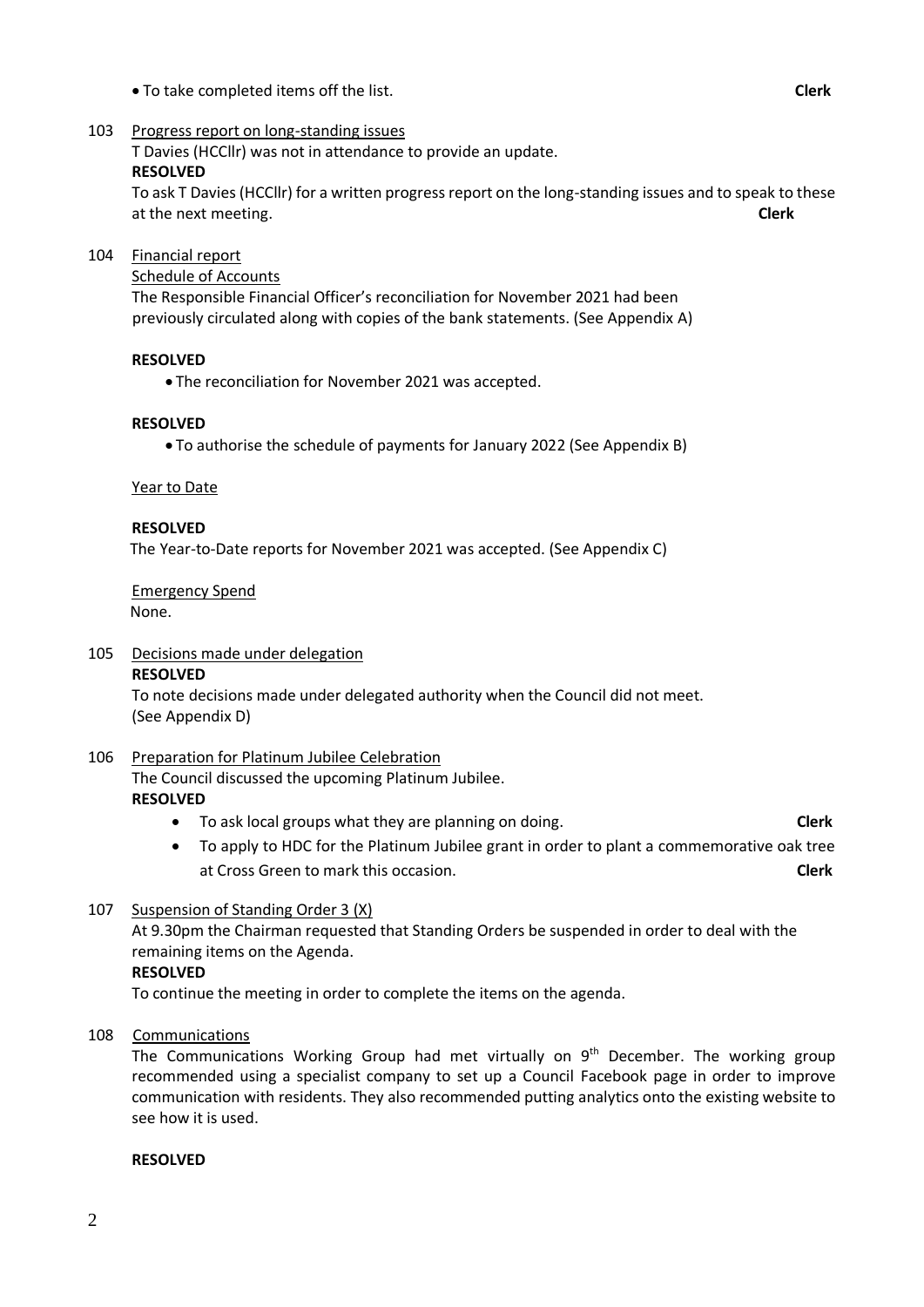- To take completed items off the list. **Clerk**

103 Progress report on long-standing issues

T Davies (HCCllr) was not in attendance to provide an update.

**RESOLVED**

To ask T Davies (HCCllr) for a written progress report on the long-standing issues and to speak to these at the next meeting. **Clerk**

104 Financial report

Schedule of Accounts

The Responsible Financial Officer's reconciliation for November 2021 had been previously circulated along with copies of the bank statements. (See Appendix A)

**RESOLVED**

- The reconciliation for November 2021 was accepted.

**RESOLVED**

- To authorise the schedule of payments for January 2022 (See Appendix B)

Year to Date

**RESOLVED**

The Year-to-Date reports for November 2021 was accepted. (See Appendix C)

Emergency Spend

None.

105 Decisions made under delegation

**RESOLVED**

To note decisions made under delegated authority when the Council did not meet. (See Appendix D)

106 Preparation for Platinum Jubilee Celebration

The Council discussed the upcoming Platinum Jubilee.

**RESOLVED**

- To ask local groups what they are planning on doing. **Clerk**
- To apply to HDC for the Platinum Jubilee grant in order to plant a commemorative oak tree at Cross Green to mark this occasion. **Clerk**

107 Suspension of Standing Order 3 (X)

At 9.30pm the Chairman requested that Standing Orders be suspended in order to deal with the remaining items on the Agenda.

**RESOLVED**

To continue the meeting in order to complete the items on the agenda.

108 Communications

The Communications Working Group had met virtually on 9th December. The working group recommended using a specialist company to set up a Council Facebook page in order to improve communication with residents. They also recommended putting analytics onto the existing website to see how it is used.

**RESOLVED**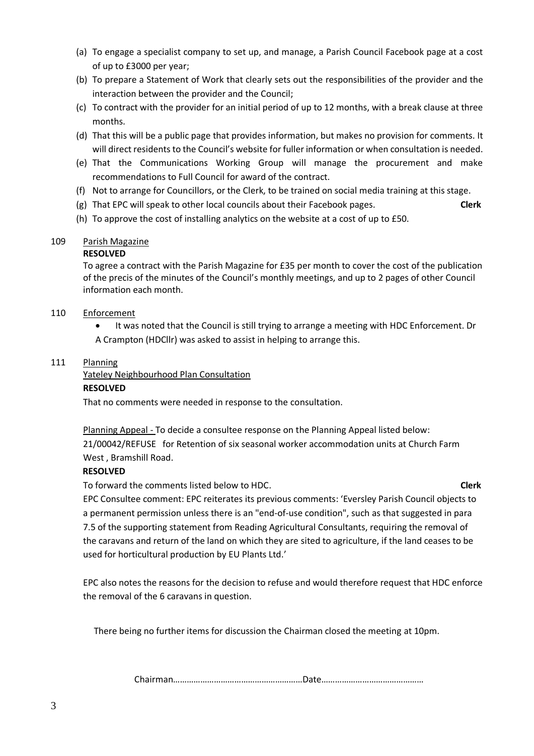(a) To engage a specialist company to set up, and manage, a Parish Council Facebook page at a cost of up to £3000 per year;

(b) To prepare a Statement of Work that clearly sets out the responsibilities of the provider and the interaction between the provider and the Council;

(c) To contract with the provider for an initial period of up to 12 months, with a break clause at three months.

(d) That this will be a public page that provides information, but makes no provision for comments. It will direct residents to the Council's website for fuller information or when consultation is needed.

(e) That the Communications Working Group will manage the procurement and make recommendations to Full Council for award of the contract.

(f) Not to arrange for Councillors, or the Clerk, to be trained on social media training at this stage.

(g) That EPC will speak to other local councils about their Facebook pages. **Clerk**

(h) To approve the cost of installing analytics on the website at a cost of up to £50.

109 Parish Magazine

**RESOLVED**

To agree a contract with the Parish Magazine for £35 per month to cover the cost of the publication of the precis of the minutes of the Council's monthly meetings, and up to 2 pages of other Council information each month.

110 Enforcement

- It was noted that the Council is still trying to arrange a meeting with HDC Enforcement. Dr A Crampton (HDCllr) was asked to assist in helping to arrange this.

111 Planning

Yateley Neighbourhood Plan Consultation

**RESOLVED**

That no comments were needed in response to the consultation.

Planning Appeal - To decide a consultee response on the Planning Appeal listed below:
21/00042/REFUSE for Retention of six seasonal worker accommodation units at Church Farm West , Bramshill Road.

**RESOLVED**

To forward the comments listed below to HDC. **Clerk**

EPC Consultee comment: EPC reiterates its previous comments: 'Eversley Parish Council objects to a permanent permission unless there is an "end-of-use condition", such as that suggested in para 7.5 of the supporting statement from Reading Agricultural Consultants, requiring the removal of the caravans and return of the land on which they are sited to agriculture, if the land ceases to be used for horticultural production by EU Plants Ltd.'

EPC also notes the reasons for the decision to refuse and would therefore request that HDC enforce the removal of the 6 caravans in question.

There being no further items for discussion the Chairman closed the meeting at 10pm.

Chairman………………………………………………Date……………………………………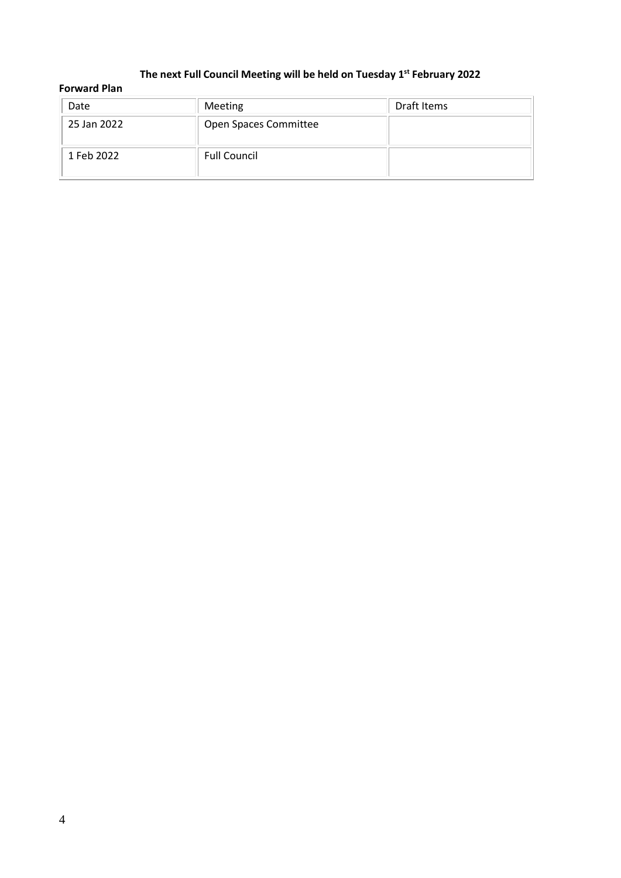**The next Full Council Meeting will be held on Tuesday 1st February 2022**

**Forward Plan**

| Date | Meeting | Draft Items |
|---|---|---|
| 25 Jan 2022 | Open Spaces Committee | |
| 1 Feb 2022 | Full Council | |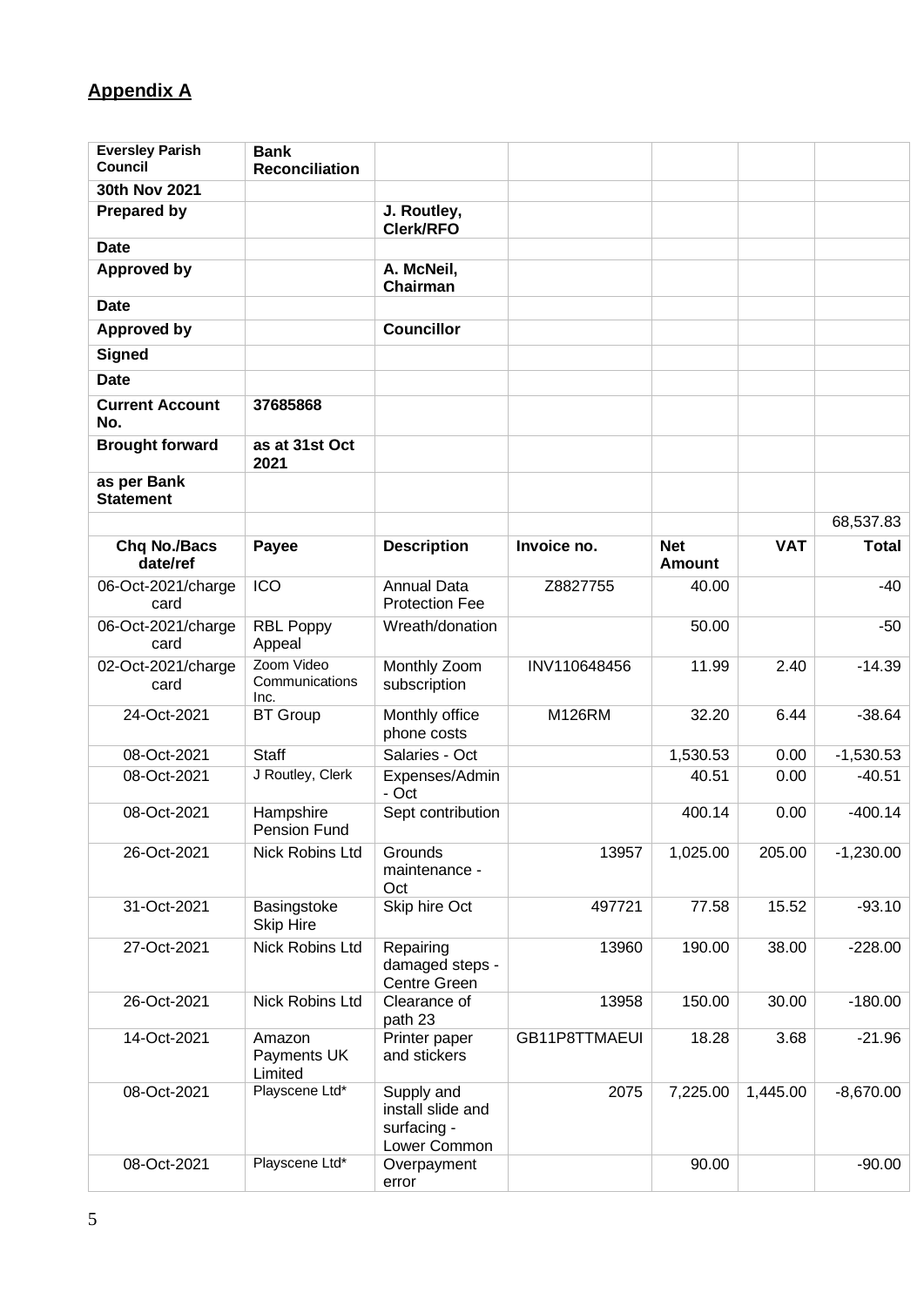## Appendix A

| Eversley Parish Council | Bank Reconciliation | | | | | |
|---|---|---|---|---|---|---|
| **30th Nov 2021** | | | | | | |
| **Prepared by** | | **J. Routley, Clerk/RFO** | | | | |
| **Date** | | | | | | |
| **Approved by** | | **A. McNeil, Chairman** | | | | |
| **Date** | | | | | | |
| **Approved by** | | **Councillor** | | | | |
| **Signed** | | | | | | |
| **Date** | | | | | | |
| **Current Account No.** | **37685868** | | | | | |
| **Brought forward** | **as at 31st Oct 2021** | | | | | |
| **as per Bank Statement** | | | | | | |
| | | | | | | 68,537.83 |
| **Chq No./Bacs date/ref** | **Payee** | **Description** | **Invoice no.** | **Net Amount** | **VAT** | **Total** |
| 06-Oct-2021/charge card | ICO | Annual Data Protection Fee | Z8827755 | 40.00 | | -40 |
| 06-Oct-2021/charge card | RBL Poppy Appeal | Wreath/donation | | 50.00 | | -50 |
| 02-Oct-2021/charge card | Zoom Video Communications Inc. | Monthly Zoom subscription | INV110648456 | 11.99 | 2.40 | -14.39 |
| 24-Oct-2021 | BT Group | Monthly office phone costs | M126RM | 32.20 | 6.44 | -38.64 |
| 08-Oct-2021 | Staff | Salaries - Oct | | 1,530.53 | 0.00 | -1,530.53 |
| 08-Oct-2021 | J Routley, Clerk | Expenses/Admin - Oct | | 40.51 | 0.00 | -40.51 |
| 08-Oct-2021 | Hampshire Pension Fund | Sept contribution | | 400.14 | 0.00 | -400.14 |
| 26-Oct-2021 | Nick Robins Ltd | Grounds maintenance - Oct | 13957 | 1,025.00 | 205.00 | -1,230.00 |
| 31-Oct-2021 | Basingstoke Skip Hire | Skip hire Oct | 497721 | 77.58 | 15.52 | -93.10 |
| 27-Oct-2021 | Nick Robins Ltd | Repairing damaged steps - Centre Green | 13960 | 190.00 | 38.00 | -228.00 |
| 26-Oct-2021 | Nick Robins Ltd | Clearance of path 23 | 13958 | 150.00 | 30.00 | -180.00 |
| 14-Oct-2021 | Amazon Payments UK Limited | Printer paper and stickers | GB11P8TTMAEUI | 18.28 | 3.68 | -21.96 |
| 08-Oct-2021 | Playscene Ltd* | Supply and install slide and surfacing - Lower Common | 2075 | 7,225.00 | 1,445.00 | -8,670.00 |
| 08-Oct-2021 | Playscene Ltd* | Overpayment error | | 90.00 | | -90.00 |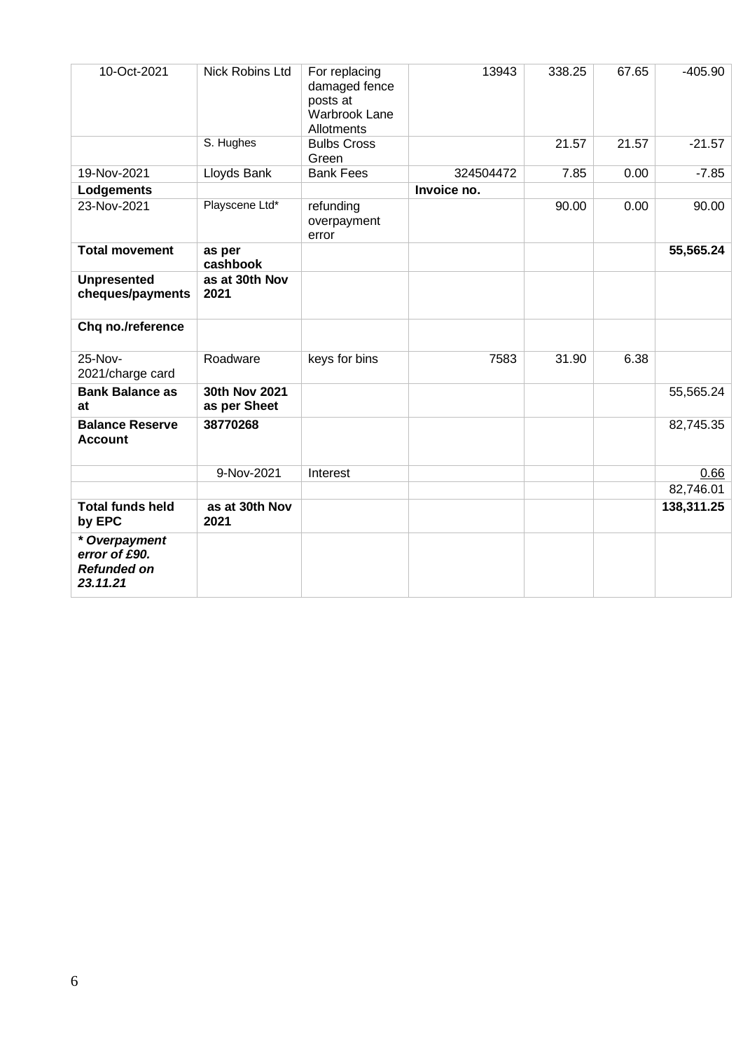| | | | | | | |
|---|---|---|---|---|---|---|
| 10-Oct-2021 | Nick Robins Ltd | For replacing damaged fence posts at Warbrook Lane Allotments | 13943 | 338.25 | 67.65 | -405.90 |
| | S. Hughes | Bulbs Cross Green | | 21.57 | 21.57 | -21.57 |
| 19-Nov-2021 | Lloyds Bank | Bank Fees | 324504472 | 7.85 | 0.00 | -7.85 |
| **Lodgements** | | | **Invoice no.** | | | |
| 23-Nov-2021 | Playscene Ltd* | refunding overpayment error | | 90.00 | 0.00 | 90.00 |
| **Total movement** | **as per cashbook** | | | | | **55,565.24** |
| **Unpresented cheques/payments** | **as at 30th Nov 2021** | | | | | |
| **Chq no./reference** | | | | | | |
| 25-Nov-2021/charge card | Roadware | keys for bins | 7583 | 31.90 | 6.38 | |
| **Bank Balance as at** | **30th Nov 2021 as per Sheet** | | | | | 55,565.24 |
| **Balance Reserve Account** | **38770268** | | | | | 82,745.35 |
| | 9-Nov-2021 | Interest | | | | 0.66 |
| | | | | | | 82,746.01 |
| **Total funds held by EPC** | **as at 30th Nov 2021** | | | | | **138,311.25** |
| ***\* Overpayment error of £90. Refunded on 23.11.21*** | | | | | | |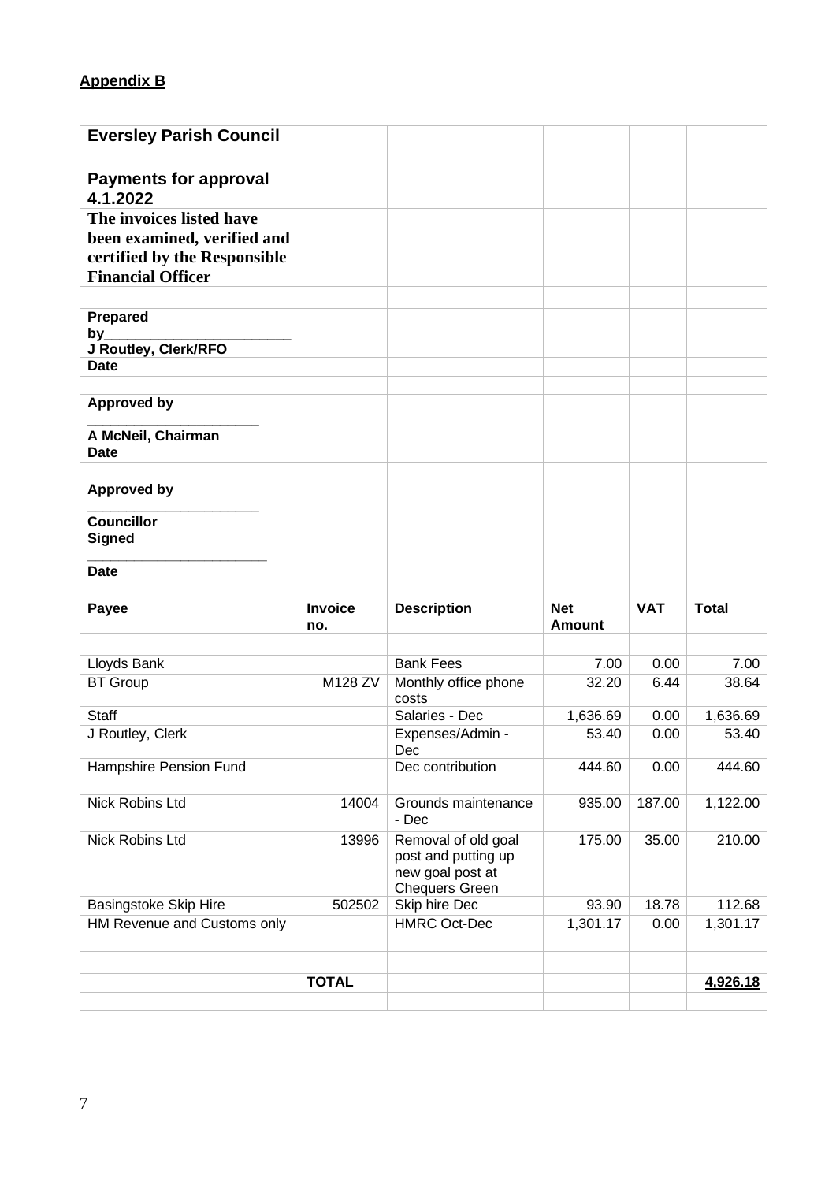**Appendix B**

| **Eversley Parish Council** | | | | | |
|---|---|---|---|---|---|
| | | | | | |
| **Payments for approval 4.1.2022** | | | | | |
| **The invoices listed have been examined, verified and certified by the Responsible Financial Officer** | | | | | |
| | | | | | |
| **Prepared by________________________ J Routley, Clerk/RFO** | | | | | |
| **Date** | | | | | |
| | | | | | |
| **Approved by ______________________ A McNeil, Chairman** | | | | | |
| **Date** | | | | | |
| | | | | | |
| **Approved by ______________________ Councillor** | | | | | |
| **Signed _______________________** | | | | | |
| **Date** | | | | | |
| | | | | | |
| **Payee** | **Invoice no.** | **Description** | **Net Amount** | **VAT** | **Total** |
| | | | | | |
| Lloyds Bank | | Bank Fees | 7.00 | 0.00 | 7.00 |
| BT Group | M128 ZV | Monthly office phone costs | 32.20 | 6.44 | 38.64 |
| Staff | | Salaries - Dec | 1,636.69 | 0.00 | 1,636.69 |
| J Routley, Clerk | | Expenses/Admin - Dec | 53.40 | 0.00 | 53.40 |
| Hampshire Pension Fund | | Dec contribution | 444.60 | 0.00 | 444.60 |
| Nick Robins Ltd | 14004 | Grounds maintenance - Dec | 935.00 | 187.00 | 1,122.00 |
| Nick Robins Ltd | 13996 | Removal of old goal post and putting up new goal post at Chequers Green | 175.00 | 35.00 | 210.00 |
| Basingstoke Skip Hire | 502502 | Skip hire Dec | 93.90 | 18.78 | 112.68 |
| HM Revenue and Customs only | | HMRC Oct-Dec | 1,301.17 | 0.00 | 1,301.17 |
| | | | | | |
| | **TOTAL** | | | | **4,926.18** |
| | | | | | |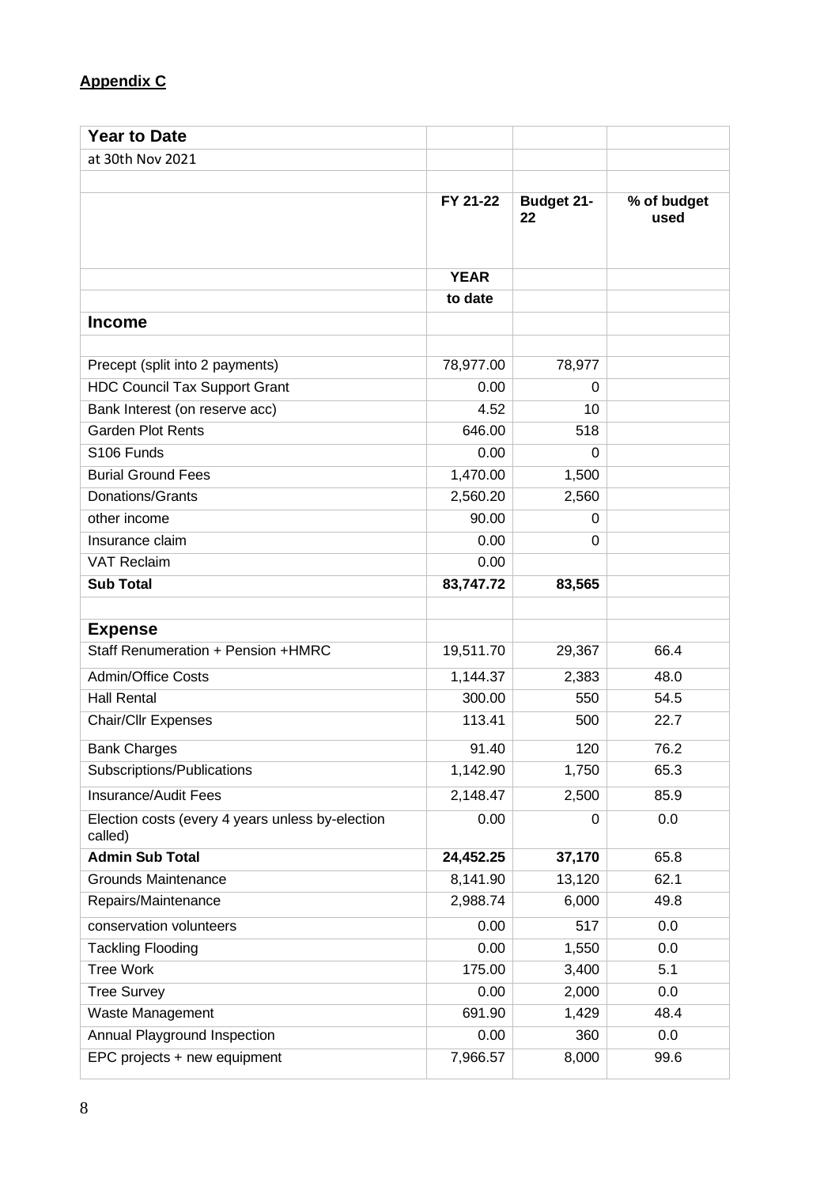**Appendix C**

| Year to Date | | | |
|---|---|---|---|
| at 30th Nov 2021 | | | |
| | | | |
| | FY 21-22 | Budget 21-22 | % of budget used |
| | YEAR | | |
| | to date | | |
| **Income** | | | |
| | | | |
| Precept (split into 2 payments) | 78,977.00 | 78,977 | |
| HDC Council Tax Support Grant | 0.00 | 0 | |
| Bank Interest (on reserve acc) | 4.52 | 10 | |
| Garden Plot Rents | 646.00 | 518 | |
| S106 Funds | 0.00 | 0 | |
| Burial Ground Fees | 1,470.00 | 1,500 | |
| Donations/Grants | 2,560.20 | 2,560 | |
| other income | 90.00 | 0 | |
| Insurance claim | 0.00 | 0 | |
| VAT Reclaim | 0.00 | | |
| **Sub Total** | **83,747.72** | **83,565** | |
| | | | |
| **Expense** | | | |
| Staff Renumeration + Pension +HMRC | 19,511.70 | 29,367 | 66.4 |
| Admin/Office Costs | 1,144.37 | 2,383 | 48.0 |
| Hall Rental | 300.00 | 550 | 54.5 |
| Chair/Cllr Expenses | 113.41 | 500 | 22.7 |
| Bank Charges | 91.40 | 120 | 76.2 |
| Subscriptions/Publications | 1,142.90 | 1,750 | 65.3 |
| Insurance/Audit Fees | 2,148.47 | 2,500 | 85.9 |
| Election costs (every 4 years unless by-election called) | 0.00 | 0 | 0.0 |
| **Admin Sub Total** | **24,452.25** | **37,170** | 65.8 |
| Grounds Maintenance | 8,141.90 | 13,120 | 62.1 |
| Repairs/Maintenance | 2,988.74 | 6,000 | 49.8 |
| conservation volunteers | 0.00 | 517 | 0.0 |
| Tackling Flooding | 0.00 | 1,550 | 0.0 |
| Tree Work | 175.00 | 3,400 | 5.1 |
| Tree Survey | 0.00 | 2,000 | 0.0 |
| Waste Management | 691.90 | 1,429 | 48.4 |
| Annual Playground Inspection | 0.00 | 360 | 0.0 |
| EPC projects + new equipment | 7,966.57 | 8,000 | 99.6 |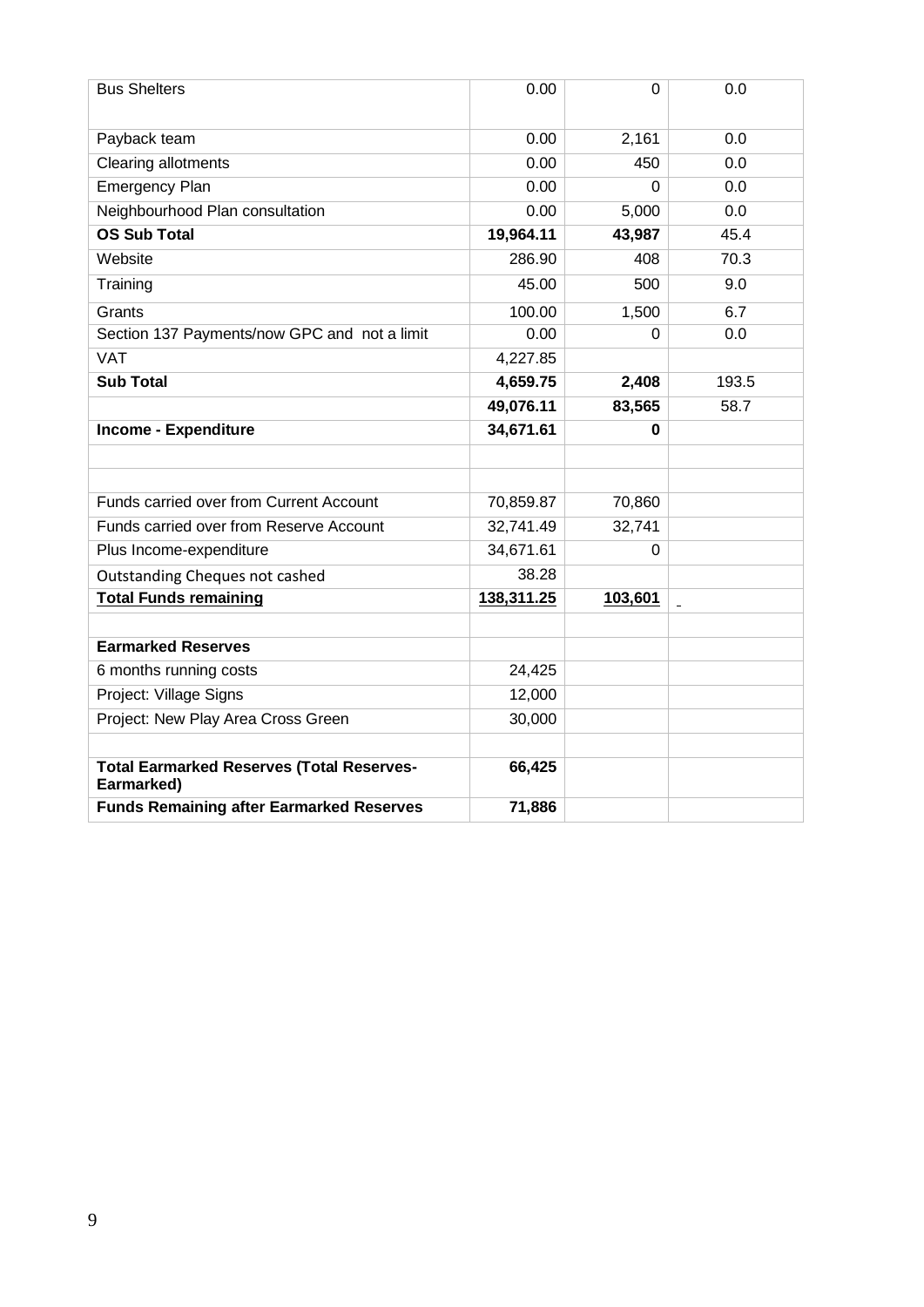| Bus Shelters | 0.00 | 0 | 0.0 |
| --- | --- | --- | --- |
| Payback team | 0.00 | 2,161 | 0.0 |
| Clearing allotments | 0.00 | 450 | 0.0 |
| Emergency Plan | 0.00 | 0 | 0.0 |
| Neighbourhood Plan consultation | 0.00 | 5,000 | 0.0 |
| **OS Sub Total** | **19,964.11** | **43,987** | 45.4 |
| Website | 286.90 | 408 | 70.3 |
| Training | 45.00 | 500 | 9.0 |
| Grants | 100.00 | 1,500 | 6.7 |
| Section 137 Payments/now GPC and not a limit | 0.00 | 0 | 0.0 |
| VAT | 4,227.85 | | |
| **Sub Total** | **4,659.75** | **2,408** | 193.5 |
| | **49,076.11** | **83,565** | 58.7 |
| **Income - Expenditure** | **34,671.61** | **0** | |
| | | | |
| | | | |
| Funds carried over from Current Account | 70,859.87 | 70,860 | |
| Funds carried over from Reserve Account | 32,741.49 | 32,741 | |
| Plus Income-expenditure | 34,671.61 | 0 | |
| Outstanding Cheques not cashed | 38.28 | | |
| **Total Funds remaining** | **138,311.25** | **103,601** | |
| | | | |
| **Earmarked Reserves** | | | |
| 6 months running costs | 24,425 | | |
| Project: Village Signs | 12,000 | | |
| Project: New Play Area Cross Green | 30,000 | | |
| | | | |
| **Total Earmarked Reserves (Total Reserves-Earmarked)** | **66,425** | | |
| **Funds Remaining after Earmarked Reserves** | **71,886** | | |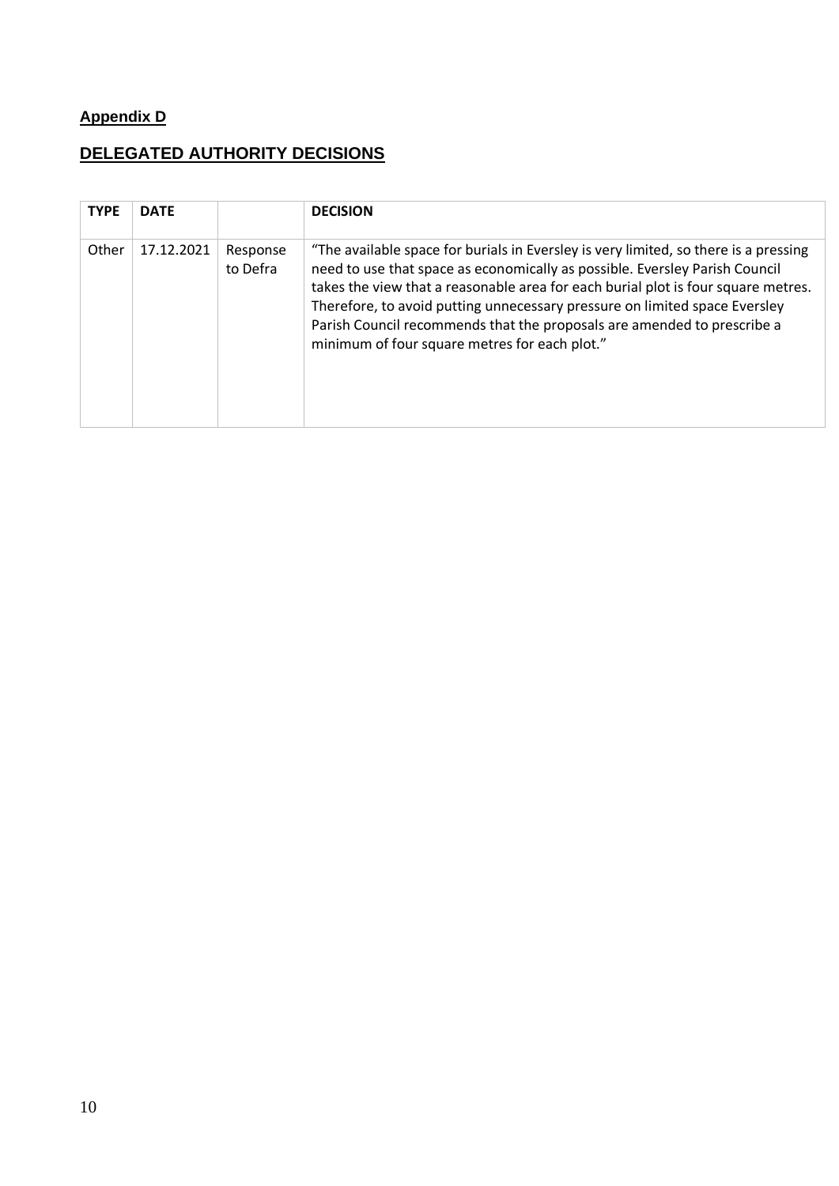**Appendix D**

**DELEGATED AUTHORITY DECISIONS**

| TYPE | DATE | | DECISION |
|---|---|---|---|
| Other | 17.12.2021 | Response to Defra | "The available space for burials in Eversley is very limited, so there is a pressing need to use that space as economically as possible. Eversley Parish Council takes the view that a reasonable area for each burial plot is four square metres. Therefore, to avoid putting unnecessary pressure on limited space Eversley Parish Council recommends that the proposals are amended to prescribe a minimum of four square metres for each plot." |